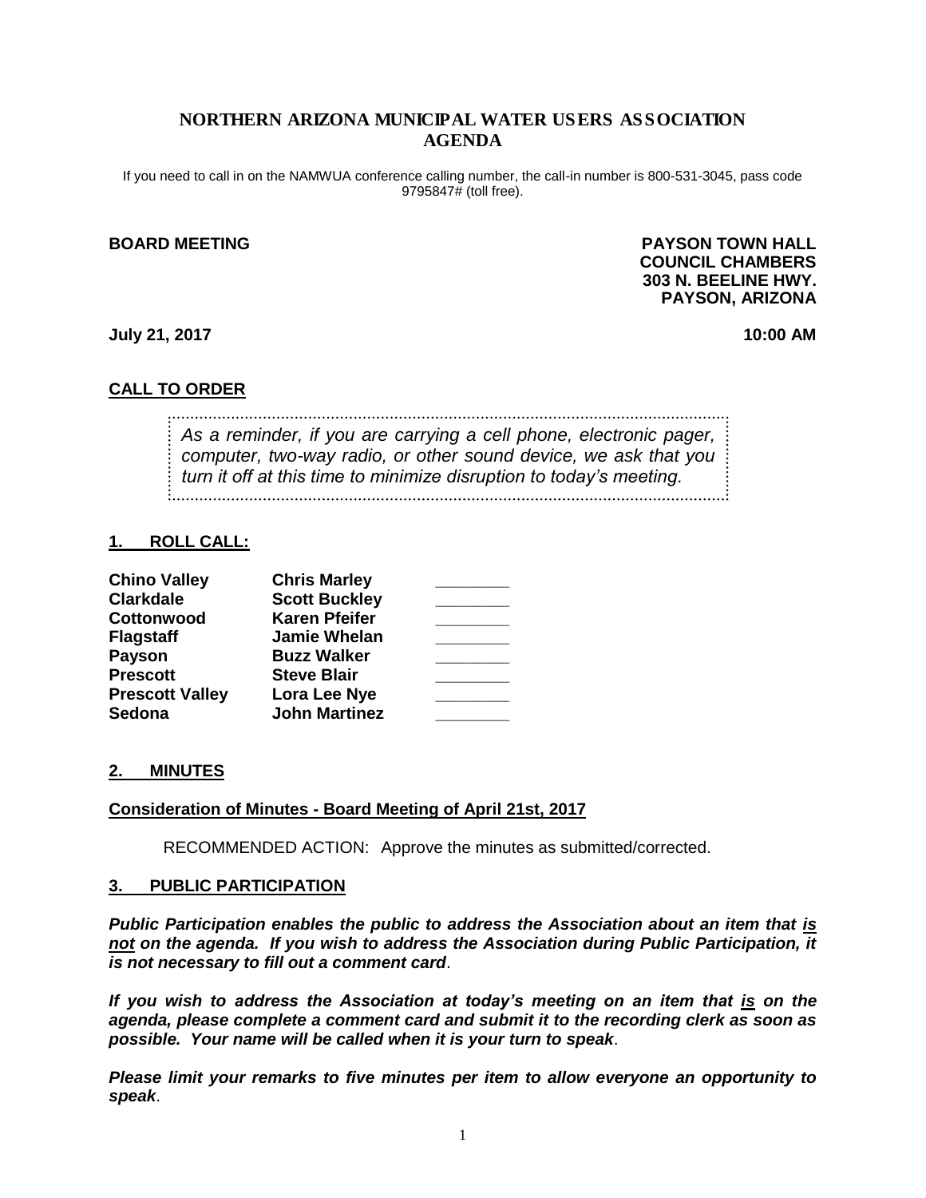# NORTHERN ARIZONA MUNICIPAL WATER USERS ASSOCIATION AGENDA

If you need to call in on the NAMWUA conference calling number, the call-in number is 800-531-3045, pass code 9795847# (toll free).

**BOARD MEETING**

**PAYSON TOWN HALL**
**COUNCIL CHAMBERS**
**303 N. BEELINE HWY.**
**PAYSON, ARIZONA**

**July 21, 2017** **10:00 AM**

## CALL TO ORDER

*As a reminder, if you are carrying a cell phone, electronic pager, computer, two-way radio, or other sound device, we ask that you turn it off at this time to minimize disruption to today's meeting.*

## 1. ROLL CALL:

| | | |
|---|---|---|
| **Chino Valley** | **Chris Marley** | ________ |
| **Clarkdale** | **Scott Buckley** | ________ |
| **Cottonwood** | **Karen Pfeifer** | ________ |
| **Flagstaff** | **Jamie Whelan** | ________ |
| **Payson** | **Buzz Walker** | ________ |
| **Prescott** | **Steve Blair** | ________ |
| **Prescott Valley** | **Lora Lee Nye** | ________ |
| **Sedona** | **John Martinez** | ________ |

## 2. MINUTES

**Consideration of Minutes - Board Meeting of April 21st, 2017**

RECOMMENDED ACTION: Approve the minutes as submitted/corrected.

## 3. PUBLIC PARTICIPATION

***Public Participation enables the public to address the Association about an item that is not on the agenda. If you wish to address the Association during Public Participation, it is not necessary to fill out a comment card.***

***If you wish to address the Association at today's meeting on an item that is on the agenda, please complete a comment card and submit it to the recording clerk as soon as possible. Your name will be called when it is your turn to speak.***

***Please limit your remarks to five minutes per item to allow everyone an opportunity to speak.***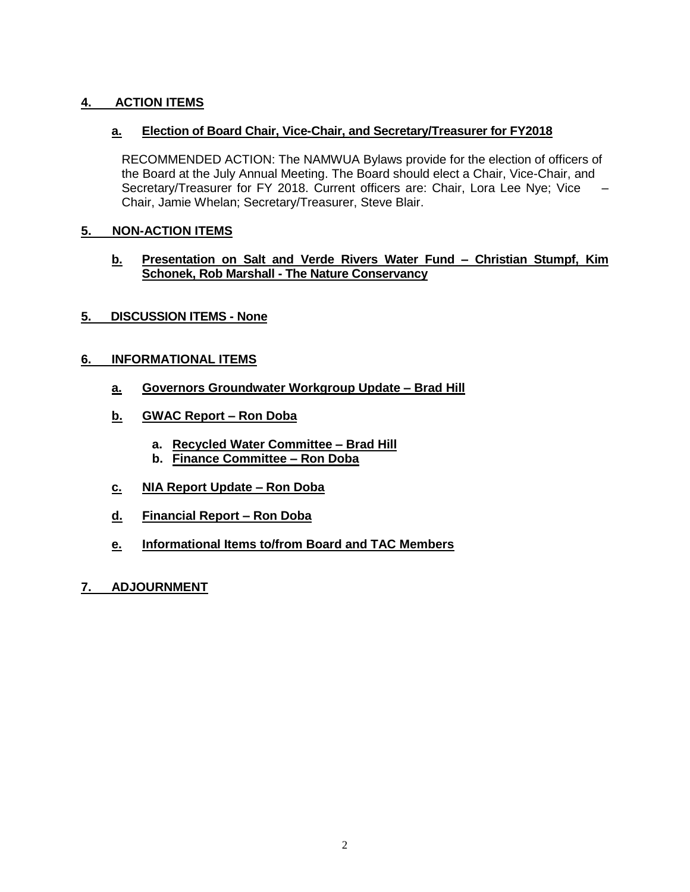## 4. ACTION ITEMS

### a. Election of Board Chair, Vice-Chair, and Secretary/Treasurer for FY2018

RECOMMENDED ACTION: The NAMWUA Bylaws provide for the election of officers of the Board at the July Annual Meeting. The Board should elect a Chair, Vice-Chair, and Secretary/Treasurer for FY 2018. Current officers are: Chair, Lora Lee Nye; Vice – Chair, Jamie Whelan; Secretary/Treasurer, Steve Blair.

## 5. NON-ACTION ITEMS

### b. Presentation on Salt and Verde Rivers Water Fund – Christian Stumpf, Kim Schonek, Rob Marshall - The Nature Conservancy

## 5. DISCUSSION ITEMS - None

## 6. INFORMATIONAL ITEMS

### a. Governors Groundwater Workgroup Update – Brad Hill

### b. GWAC Report – Ron Doba

- **a. Recycled Water Committee – Brad Hill**
- **b. Finance Committee – Ron Doba**

### c. NIA Report Update – Ron Doba

### d. Financial Report – Ron Doba

### e. Informational Items to/from Board and TAC Members

## 7. ADJOURNMENT